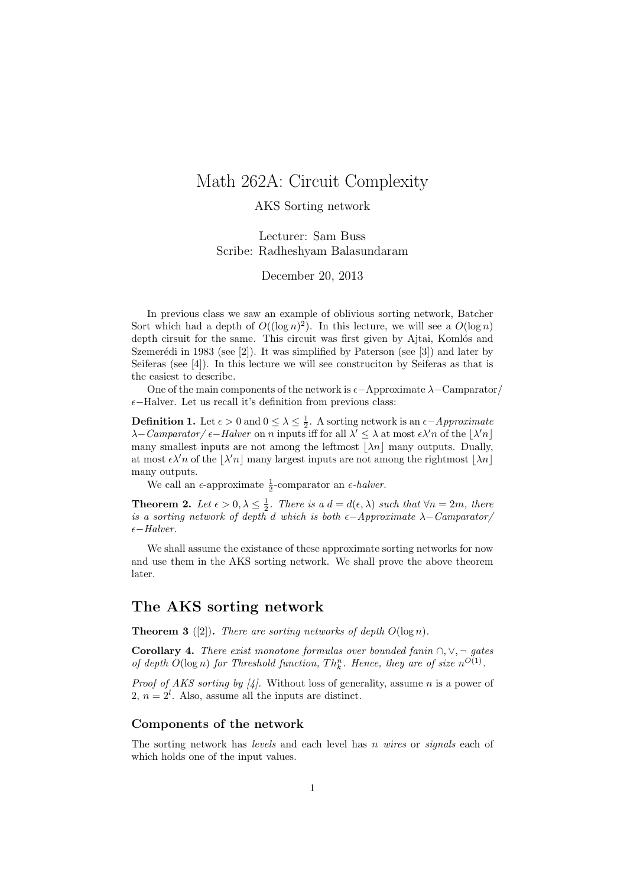# Math 262A: Circuit Complexity

AKS Sorting network

Lecturer: Sam Buss
Scribe: Radheshyam Balasundaram

December 20, 2013

In previous class we saw an example of oblivious sorting network, Batcher Sort which had a depth of $O((\log n)^2)$. In this lecture, we will see a $O(\log n)$ depth cirsuit for the same. This circuit was first given by Ajtai, Komlós and Szemerédi in 1983 (see [2]). It was simplified by Paterson (see [3]) and later by Seiferas (see [4]). In this lecture we will see construciton by Seiferas as that is the easiest to describe.

One of the main components of the network is $\epsilon-$Approximate $\lambda-$Camparator/ $\epsilon-$Halver. Let us recall it's definition from previous class:

**Definition 1.** Let $\epsilon > 0$ and $0 \leq \lambda \leq \frac{1}{2}$. A sorting network is an *$\epsilon-$Approximate $\lambda-$Camparator/ $\epsilon-$Halver* on $n$ inputs iff for all $\lambda' \leq \lambda$ at most $\epsilon\lambda' n$ of the $\lfloor \lambda' n \rfloor$ many smallest inputs are not among the leftmost $\lfloor \lambda n \rfloor$ many outputs. Dually, at most $\epsilon\lambda' n$ of the $\lfloor \lambda' n \rfloor$ many largest inputs are not among the rightmost $\lfloor \lambda n \rfloor$ many outputs.

We call an $\epsilon$-approximate $\frac{1}{2}$-comparator an *$\epsilon$-halver.*

**Theorem 2.** *Let $\epsilon > 0, \lambda \leq \frac{1}{2}$. There is a $d = d(\epsilon, \lambda)$ such that $\forall n = 2m$, there is a sorting network of depth $d$ which is both $\epsilon-$Approximate $\lambda-$Camparator/ $\epsilon-$Halver.*

We shall assume the existance of these approximate sorting networks for now and use them in the AKS sorting network. We shall prove the above theorem later.

## The AKS sorting network

**Theorem 3** ([2])**.** *There are sorting networks of depth $O(\log n)$.*

**Corollary 4.** *There exist monotone formulas over bounded fanin $\cap, \vee, \neg$ gates of depth $O(\log n)$ for Threshold function, $Th^n_k$. Hence, they are of size $n^{O(1)}$.*

*Proof of AKS sorting by [4].* Without loss of generality, assume $n$ is a power of 2, $n = 2^l$. Also, assume all the inputs are distinct.

### Components of the network

The sorting network has *levels* and each level has $n$ *wires* or *signals* each of which holds one of the input values.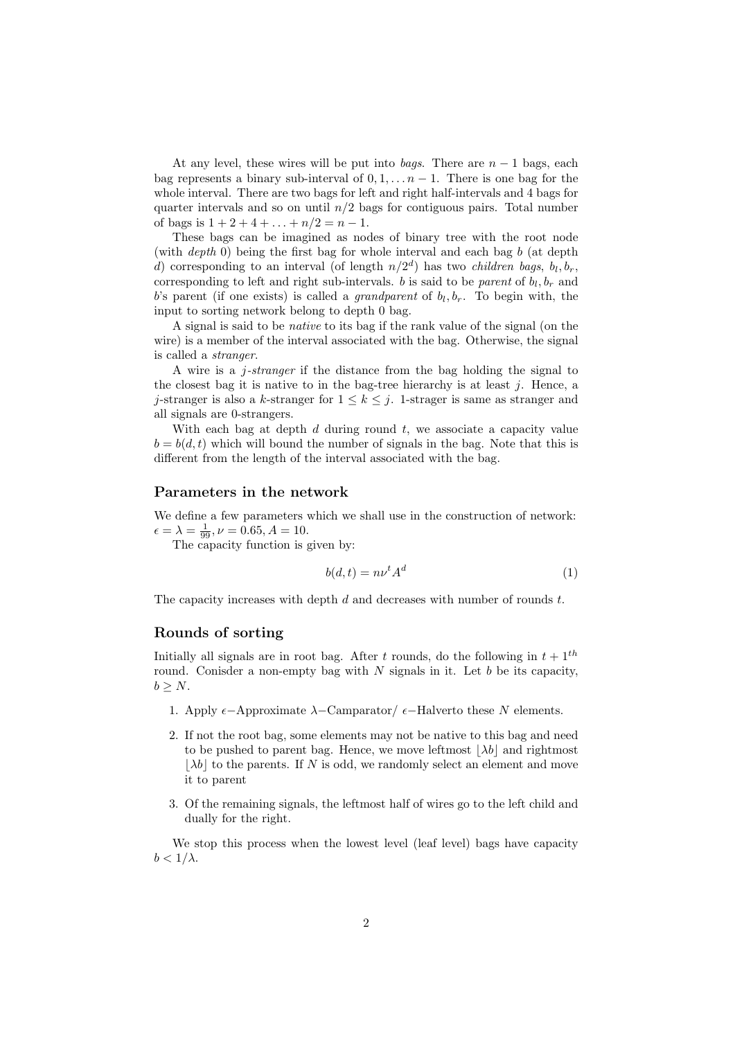At any level, these wires will be put into *bags*. There are $n-1$ bags, each bag represents a binary sub-interval of $0, 1, \ldots n-1$. There is one bag for the whole interval. There are two bags for left and right half-intervals and 4 bags for quarter intervals and so on until $n/2$ bags for contiguous pairs. Total number of bags is $1 + 2 + 4 + \ldots + n/2 = n - 1$.

These bags can be imagined as nodes of binary tree with the root node (with *depth* 0) being the first bag for whole interval and each bag $b$ (at depth $d$) corresponding to an interval (of length $n/2^d$) has two *children bags*, $b_l, b_r$, corresponding to left and right sub-intervals. $b$ is said to be *parent* of $b_l, b_r$ and $b$'s parent (if one exists) is called a *grandparent* of $b_l, b_r$. To begin with, the input to sorting network belong to depth 0 bag.

A signal is said to be *native* to its bag if the rank value of the signal (on the wire) is a member of the interval associated with the bag. Otherwise, the signal is called a *stranger*.

A wire is a *j-stranger* if the distance from the bag holding the signal to the closest bag it is native to in the bag-tree hierarchy is at least $j$. Hence, a $j$-stranger is also a $k$-stranger for $1 \leq k \leq j$. 1-strager is same as stranger and all signals are 0-strangers.

With each bag at depth $d$ during round $t$, we associate a capacity value $b = b(d, t)$ which will bound the number of signals in the bag. Note that this is different from the length of the interval associated with the bag.

### Parameters in the network

We define a few parameters which we shall use in the construction of network: $\epsilon = \lambda = \frac{1}{99}, \nu = 0.65, A = 10$.

The capacity function is given by:

$$b(d, t) = n\nu^t A^d \tag{1}$$

The capacity increases with depth $d$ and decreases with number of rounds $t$.

### Rounds of sorting

Initially all signals are in root bag. After $t$ rounds, do the following in $t + 1^{th}$ round. Conisder a non-empty bag with $N$ signals in it. Let $b$ be its capacity, $b \geq N$.

1. Apply $\epsilon-$Approximate $\lambda-$Camparator/ $\epsilon-$Halverto these $N$ elements.

2. If not the root bag, some elements may not be native to this bag and need to be pushed to parent bag. Hence, we move leftmost $\lfloor \lambda b \rfloor$ and rightmost $\lfloor \lambda b \rfloor$ to the parents. If $N$ is odd, we randomly select an element and move it to parent

3. Of the remaining signals, the leftmost half of wires go to the left child and dually for the right.

We stop this process when the lowest level (leaf level) bags have capacity $b < 1/\lambda$.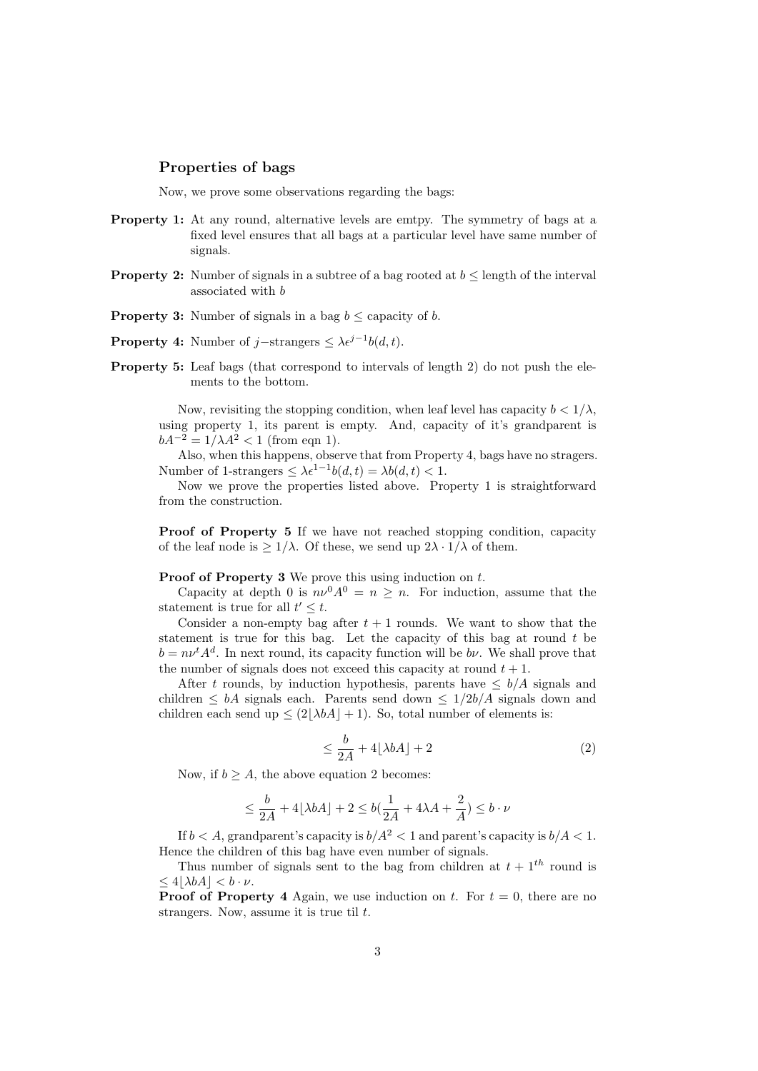### Properties of bags

Now, we prove some observations regarding the bags:

**Property 1:** At any round, alternative levels are emtpy. The symmetry of bags at a fixed level ensures that all bags at a particular level have same number of signals.

**Property 2:** Number of signals in a subtree of a bag rooted at $b \leq$ length of the interval associated with $b$

**Property 3:** Number of signals in a bag $b \leq$ capacity of $b$.

**Property 4:** Number of $j-$strangers $\leq \lambda \epsilon^{j-1} b(d,t)$.

**Property 5:** Leaf bags (that correspond to intervals of length 2) do not push the elements to the bottom.

Now, revisiting the stopping condition, when leaf level has capacity $b < 1/\lambda$, using property 1, its parent is empty. And, capacity of it's grandparent is $bA^{-2} = 1/\lambda A^2 < 1$ (from eqn 1).

Also, when this happens, observe that from Property 4, bags have no stragers. Number of 1-strangers $\leq \lambda \epsilon^{1-1} b(d,t) = \lambda b(d,t) < 1$.

Now we prove the properties listed above. Property 1 is straightforward from the construction.

**Proof of Property 5** If we have not reached stopping condition, capacity of the leaf node is $\geq 1/\lambda$. Of these, we send up $2\lambda \cdot 1/\lambda$ of them.

**Proof of Property 3** We prove this using induction on $t$.

Capacity at depth 0 is $n\nu^0 A^0 = n \geq n$. For induction, assume that the statement is true for all $t' \leq t$.

Consider a non-empty bag after $t+1$ rounds. We want to show that the statement is true for this bag. Let the capacity of this bag at round $t$ be $b = n\nu^t A^d$. In next round, its capacity function will be $b\nu$. We shall prove that the number of signals does not exceed this capacity at round $t+1$.

After $t$ rounds, by induction hypothesis, parents have $\leq b/A$ signals and children $\leq bA$ signals each. Parents send down $\leq 1/2b/A$ signals down and children each send up $\leq (2\lfloor \lambda bA \rfloor + 1)$. So, total number of elements is:

$$\leq \frac{b}{2A} + 4\lfloor \lambda bA \rfloor + 2 \tag{2}$$

Now, if $b \geq A$, the above equation 2 becomes:

$$\leq \frac{b}{2A} + 4\lfloor \lambda bA \rfloor + 2 \leq b\left(\frac{1}{2A} + 4\lambda A + \frac{2}{A}\right) \leq b \cdot \nu$$

If $b < A$, grandparent's capacity is $b/A^2 < 1$ and parent's capacity is $b/A < 1$. Hence the children of this bag have even number of signals.

Thus number of signals sent to the bag from children at $t + 1^{th}$ round is $\leq 4\lfloor \lambda bA \rfloor < b \cdot \nu$.

**Proof of Property 4** Again, we use induction on $t$. For $t = 0$, there are no strangers. Now, assume it is true til $t$.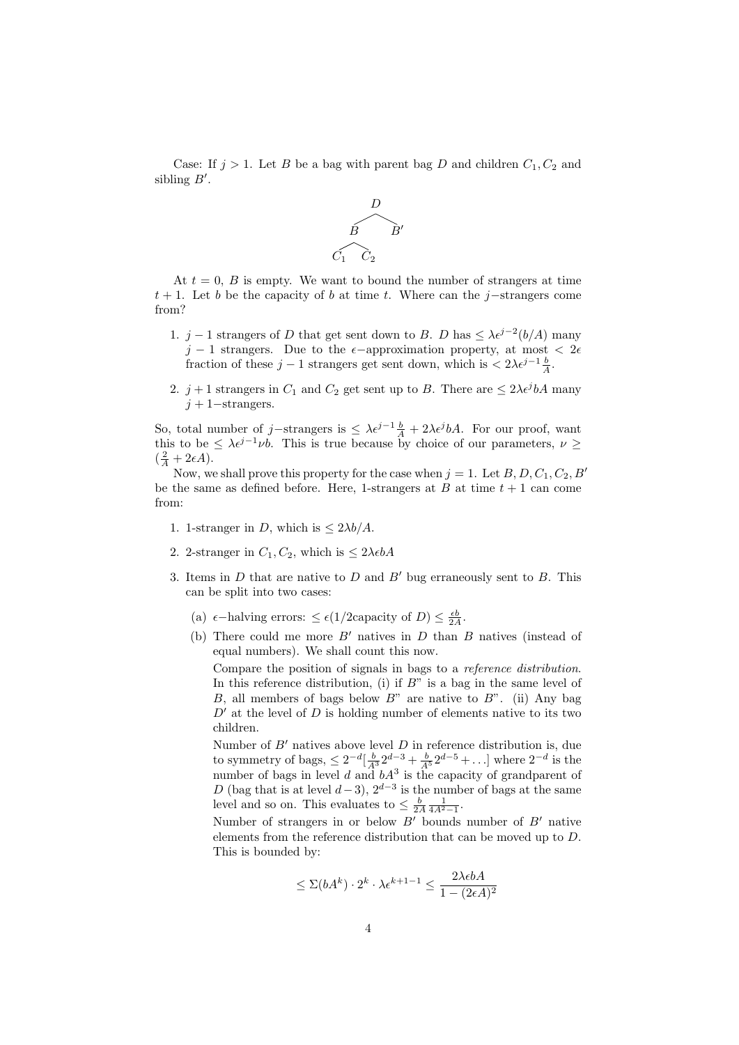Case: If $j > 1$. Let $B$ be a bag with parent bag $D$ and children $C_1, C_2$ and sibling $B'$.

$$
\begin{array}{c}
D \\
B \quad B' \\
C_1 \quad C_2
\end{array}
$$

At $t = 0$, $B$ is empty. We want to bound the number of strangers at time $t+1$. Let $b$ be the capacity of $b$ at time $t$. Where can the $j-$strangers come from?

1. $j-1$ strangers of $D$ that get sent down to $B$. $D$ has $\leq \lambda\epsilon^{j-2}(b/A)$ many $j-1$ strangers. Due to the $\epsilon-$approximation property, at most $< 2\epsilon$ fraction of these $j-1$ strangers get sent down, which is $< 2\lambda\epsilon^{j-1}\frac{b}{A}$.

2. $j+1$ strangers in $C_1$ and $C_2$ get sent up to $B$. There are $\leq 2\lambda\epsilon^{j}bA$ many $j+1-$strangers.

So, total number of $j-$strangers is $\leq \lambda\epsilon^{j-1}\frac{b}{A} + 2\lambda\epsilon^{j}bA$. For our proof, want this to be $\leq \lambda\epsilon^{j-1}\nu b$. This is true because by choice of our parameters, $\nu \geq (\frac{2}{A} + 2\epsilon A)$.

Now, we shall prove this property for the case when $j = 1$. Let $B, D, C_1, C_2, B'$ be the same as defined before. Here, 1-strangers at $B$ at time $t+1$ can come from:

1. 1-stranger in $D$, which is $\leq 2\lambda b/A$.

2. 2-stranger in $C_1, C_2$, which is $\leq 2\lambda\epsilon bA$

3. Items in $D$ that are native to $D$ and $B'$ bug erraneously sent to $B$. This can be split into two cases:

   (a) $\epsilon-$halving errors: $\leq \epsilon$(1/2capacity of $D$) $\leq \frac{\epsilon b}{2A}$.

   (b) There could me more $B'$ natives in $D$ than $B$ natives (instead of equal numbers). We shall count this now.

   Compare the position of signals in bags to a *reference distribution*. In this reference distribution, (i) if $B$" is a bag in the same level of $B$, all members of bags below $B$" are native to $B$". (ii) Any bag $D'$ at the level of $D$ is holding number of elements native to its two children.

   Number of $B'$ natives above level $D$ in reference distribution is, due to symmetry of bags, $\leq 2^{-d}[\frac{b}{A^3}2^{d-3} + \frac{b}{A^5}2^{d-5} + \ldots]$ where $2^{-d}$ is the number of bags in level $d$ and $bA^3$ is the capacity of grandparent of $D$ (bag that is at level $d-3$), $2^{d-3}$ is the number of bags at the same level and so on. This evaluates to $\leq \frac{b}{2A}\frac{1}{4A^2-1}$.

   Number of strangers in or below $B'$ bounds number of $B'$ native elements from the reference distribution that can be moved up to $D$. This is bounded by:

$$
\leq \Sigma(bA^k) \cdot 2^k \cdot \lambda\epsilon^{k+1-1} \leq \frac{2\lambda\epsilon bA}{1-(2\epsilon A)^2}
$$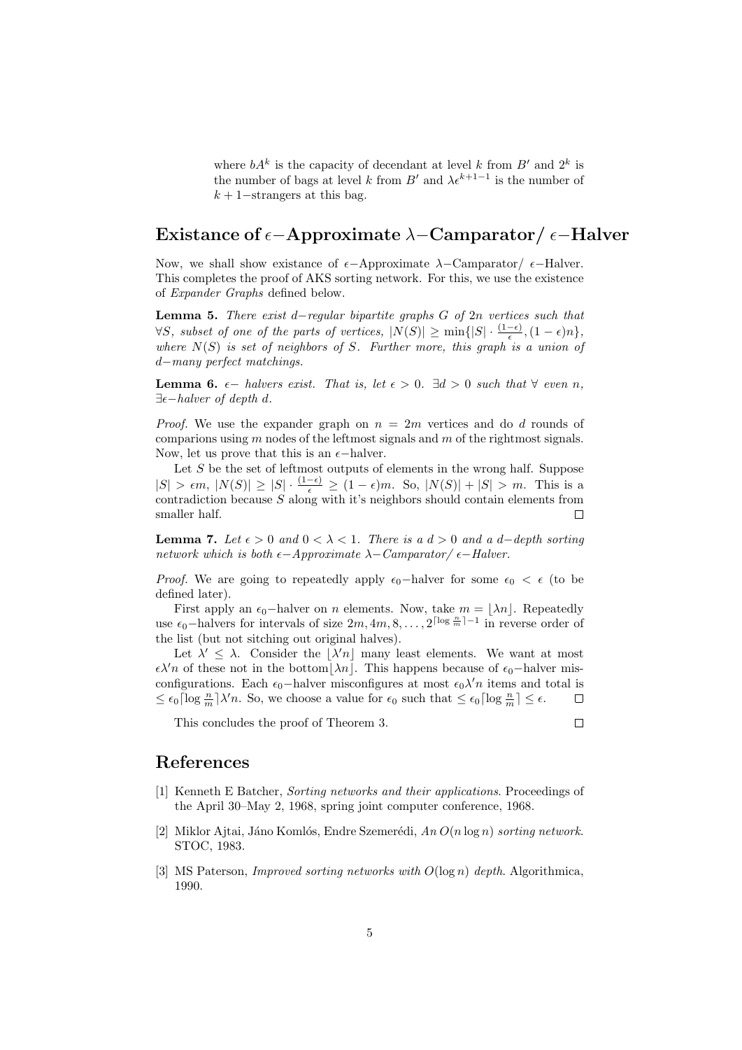where $bA^k$ is the capacity of decendant at level $k$ from $B'$ and $2^k$ is the number of bags at level $k$ from $B'$ and $\lambda\epsilon^{k+1-1}$ is the number of $k+1-$strangers at this bag.

## Existance of $\epsilon-$Approximate $\lambda-$Camparator/ $\epsilon-$Halver

Now, we shall show existance of $\epsilon-$Approximate $\lambda-$Camparator/ $\epsilon-$Halver. This completes the proof of AKS sorting network. For this, we use the existence of *Expander Graphs* defined below.

**Lemma 5.** *There exist $d-$regular bipartite graphs $G$ of $2n$ vertices such that $\forall S$, subset of one of the parts of vertices, $|N(S)| \geq \min\{|S| \cdot \frac{(1-\epsilon)}{\epsilon}, (1-\epsilon)n\}$, where $N(S)$ is set of neighbors of $S$. Further more, this graph is a union of $d-$many perfect matchings.*

**Lemma 6.** *$\epsilon-$ halvers exist. That is, let $\epsilon > 0$. $\exists d > 0$ such that $\forall$ even $n$, $\exists \epsilon-$halver of depth $d$.*

*Proof.* We use the expander graph on $n = 2m$ vertices and do $d$ rounds of comparions using $m$ nodes of the leftmost signals and $m$ of the rightmost signals. Now, let us prove that this is an $\epsilon-$halver.

Let $S$ be the set of leftmost outputs of elements in the wrong half. Suppose $|S| > \epsilon m$, $|N(S)| \geq |S| \cdot \frac{(1-\epsilon)}{\epsilon} \geq (1-\epsilon)m$. So, $|N(S)| + |S| > m$. This is a contradiction because $S$ along with it's neighbors should contain elements from smaller half. ☐

**Lemma 7.** *Let $\epsilon > 0$ and $0 < \lambda < 1$. There is a $d > 0$ and a $d-$depth sorting network which is both $\epsilon-$Approximate $\lambda-$Camparator/ $\epsilon-$Halver.*

*Proof.* We are going to repeatedly apply $\epsilon_0-$halver for some $\epsilon_0 < \epsilon$ (to be defined later).

First apply an $\epsilon_0-$halver on $n$ elements. Now, take $m = \lfloor \lambda n \rfloor$. Repeatedly use $\epsilon_0-$halvers for intervals of size $2m, 4m, 8, \ldots, 2^{\lceil \log \frac{n}{m} \rceil - 1}$ in reverse order of the list (but not sitching out original halves).

Let $\lambda' \leq \lambda$. Consider the $\lfloor \lambda' n \rfloor$ many least elements. We want at most $\epsilon \lambda' n$ of these not in the bottom$\lfloor \lambda n \rfloor$. This happens because of $\epsilon_0-$halver misconfigurations. Each $\epsilon_0-$halver misconfigures at most $\epsilon_0 \lambda' n$ items and total is $\leq \epsilon_0 \lceil \log \frac{n}{m} \rceil \lambda' n$. So, we choose a value for $\epsilon_0$ such that $\leq \epsilon_0 \lceil \log \frac{n}{m} \rceil \leq \epsilon$. ☐

This concludes the proof of Theorem 3. ☐

## References

[1] Kenneth E Batcher, *Sorting networks and their applications*. Proceedings of the April 30–May 2, 1968, spring joint computer conference, 1968.

[2] Miklor Ajtai, Jáno Komlós, Endre Szemerédi, *An $O(n \log n)$ sorting network*. STOC, 1983.

[3] MS Paterson, *Improved sorting networks with $O(\log n)$ depth*. Algorithmica, 1990.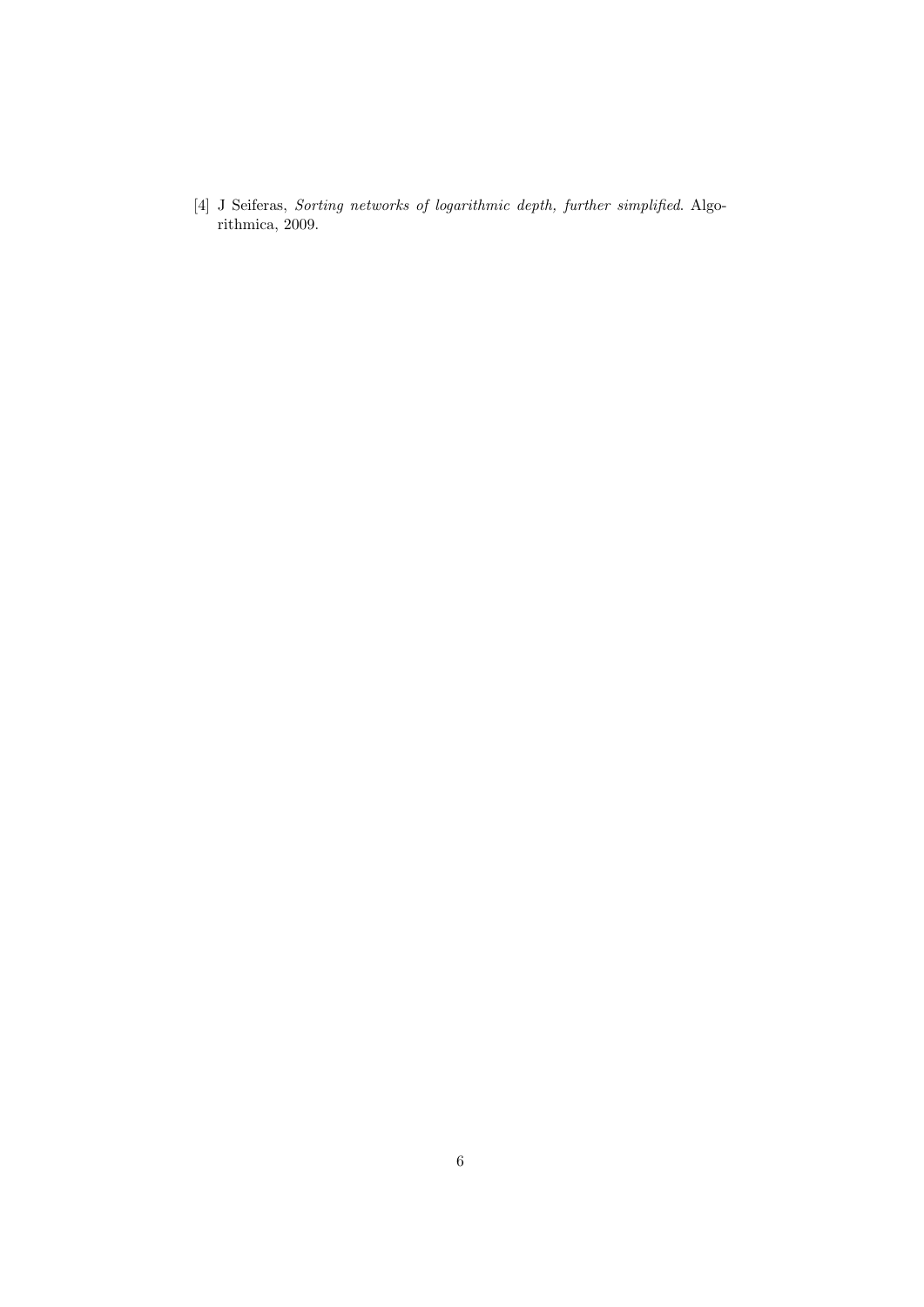[4] J Seiferas, *Sorting networks of logarithmic depth, further simplified*. Algorithmica, 2009.